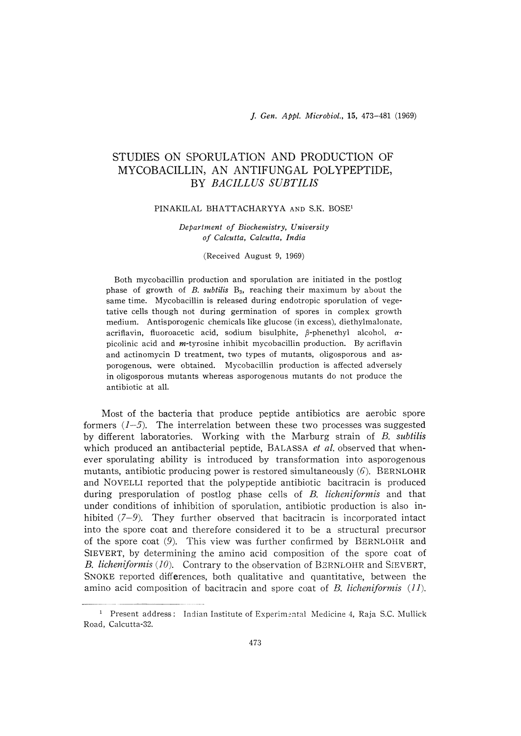# STUDIES ON SPORULATION AND PRODUCTION OF MYCOBACILLIN, AN ANTIFUNGAL POLYPEPTIDE, BY *BACILLUS SUBTILIS*

PINAKILAL BHATTACHARYYA AND S.K. BOSE[1]

*Department of Biochemistry, University of Calcutta, Calcutta, India*

(Received August 9, 1969)

Both mycobacillin production and sporulation are initiated in the postlog phase of growth of *B. subtilis* $B_3$, reaching their maximum by about the same time. Mycobacillin is released during endotropic sporulation of vegetative cells though not during germination of spores in complex growth medium. Antisporogenic chemicals like glucose (in excess), diethylmalonate, acriflavin, fluoroacetic acid, sodium bisulphite, $\beta$-phenethyl alcohol, $\alpha$-picolinic acid and *m*-tyrosine inhibit mycobacillin production. By acriflavin and actinomycin D treatment, two types of mutants, oligosporous and asporogenous, were obtained. Mycobacillin production is affected adversely in oligosporous mutants whereas asporogenous mutants do not produce the antibiotic at all.

Most of the bacteria that produce peptide antibiotics are aerobic spore formers (*1–5*). The interrelation between these two processes was suggested by different laboratories. Working with the Marburg strain of *B. subtilis* which produced an antibacterial peptide, BALASSA *et al.* observed that whenever sporulating ability is introduced by transformation into asporogenous mutants, antibiotic producing power is restored simultaneously (*6*). BERNLOHR and NOVELLI reported that the polypeptide antibiotic bacitracin is produced during presporulation of postlog phase cells of *B. licheniformis* and that under conditions of inhibition of sporulation, antibiotic production is also inhibited (*7–9*). They further observed that bacitracin is incorporated intact into the spore coat and therefore considered it to be a structural precursor of the spore coat (*9*). This view was further confirmed by BERNLOHR and SIEVERT, by determining the amino acid composition of the spore coat of *B. licheniformis* (*10*). Contrary to the observation of BERNLOHR and SIEVERT, SNOKE reported differences, both qualitative and quantitative, between the amino acid composition of bacitracin and spore coat of *B. licheniformis* (*11*).

---

[1] Present address: Indian Institute of Experimental Medicine 4, Raja S.C. Mullick Road, Calcutta-32.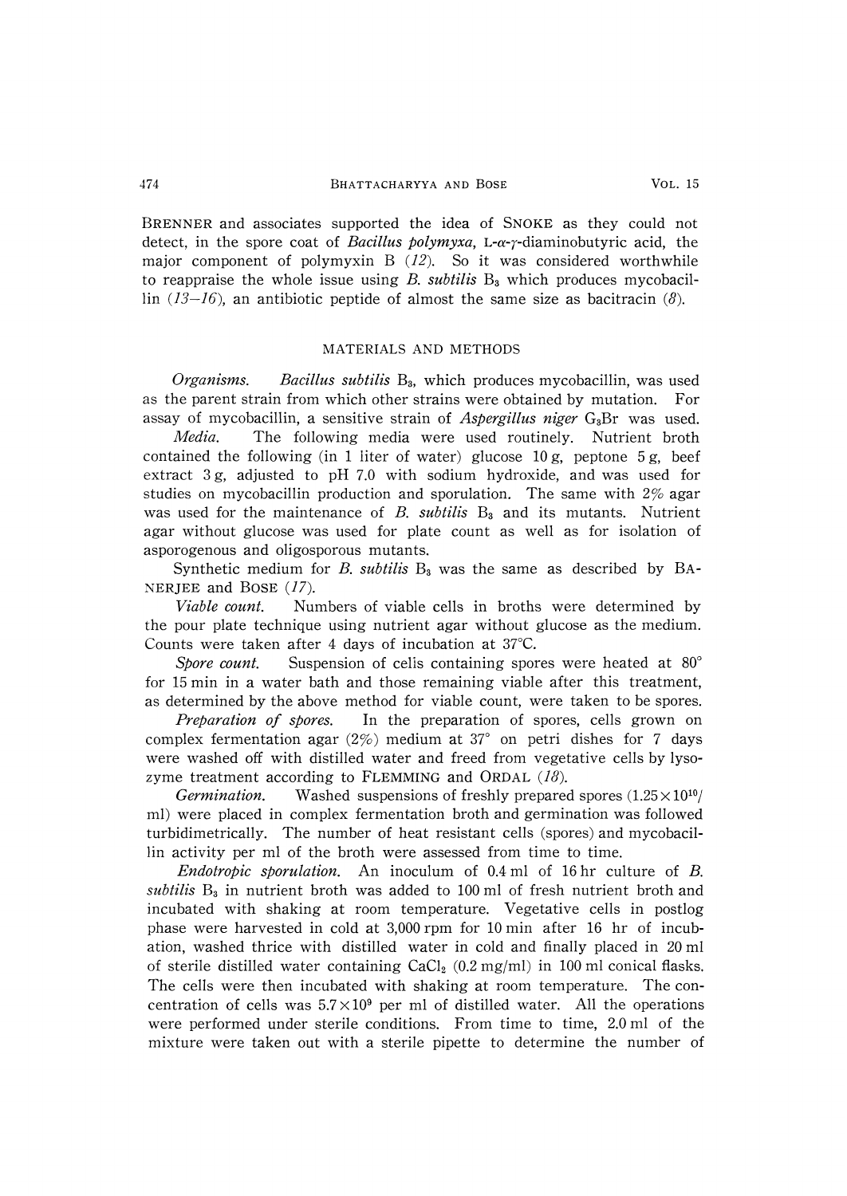BRENNER and associates supported the idea of SNOKE as they could not detect, in the spore coat of *Bacillus polymyxa*, L-α-γ-diaminobutyric acid, the major component of polymyxin B (*12*). So it was considered worthwhile to reappraise the whole issue using *B. subtilis* $B_3$ which produces mycobacillin (*13–16*), an antibiotic peptide of almost the same size as bacitracin (*8*).

## MATERIALS AND METHODS

*Organisms.* *Bacillus subtilis* $B_3$, which produces mycobacillin, was used as the parent strain from which other strains were obtained by mutation. For assay of mycobacillin, a sensitive strain of *Aspergillus niger* $G_3Br$ was used.

*Media.* The following media were used routinely. Nutrient broth contained the following (in 1 liter of water) glucose 10 g, peptone 5 g, beef extract 3 g, adjusted to pH 7.0 with sodium hydroxide, and was used for studies on mycobacillin production and sporulation. The same with 2% agar was used for the maintenance of *B. subtilis* $B_3$ and its mutants. Nutrient agar without glucose was used for plate count as well as for isolation of asporogenous and oligosporous mutants.

Synthetic medium for *B. subtilis* $B_3$ was the same as described by BANERJEE and BOSE (*17*).

*Viable count.* Numbers of viable cells in broths were determined by the pour plate technique using nutrient agar without glucose as the medium. Counts were taken after 4 days of incubation at 37°C.

*Spore count.* Suspension of celis containing spores were heated at 80° for 15 min in a water bath and those remaining viable after this treatment, as determined by the above method for viable count, were taken to be spores.

*Preparation of spores.* In the preparation of spores, cells grown on complex fermentation agar (2%) medium at 37° on petri dishes for 7 days were washed off with distilled water and freed from vegetative cells by lysozyme treatment according to FLEMMING and ORDAL (*18*).

*Germination.* Washed suspensions of freshly prepared spores ($1.25 \times 10^{10}$/ml) were placed in complex fermentation broth and germination was followed turbidimetrically. The number of heat resistant cells (spores) and mycobacillin activity per ml of the broth were assessed from time to time.

*Endotropic sporulation.* An inoculum of 0.4 ml of 16 hr culture of *B. subtilis* $B_3$ in nutrient broth was added to 100 ml of fresh nutrient broth and incubated with shaking at room temperature. Vegetative cells in postlog phase were harvested in cold at 3,000 rpm for 10 min after 16 hr of incubation, washed thrice with distilled water in cold and finally placed in 20 ml of sterile distilled water containing $CaCl_2$ (0.2 mg/ml) in 100 ml conical flasks. The cells were then incubated with shaking at room temperature. The concentration of cells was $5.7 \times 10^9$ per ml of distilled water. All the operations were performed under sterile conditions. From time to time, 2.0 ml of the mixture were taken out with a sterile pipette to determine the number of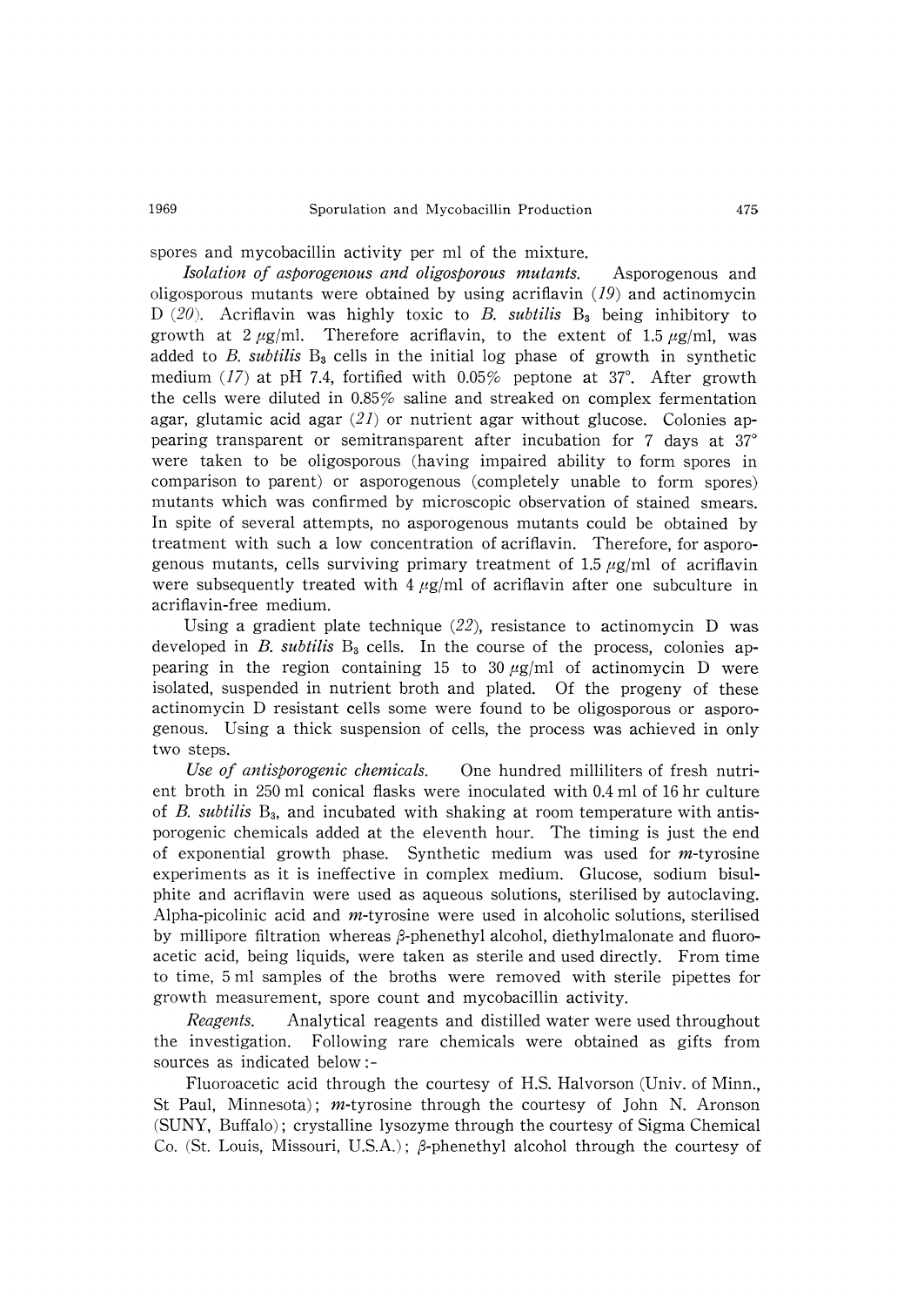spores and mycobacillin activity per ml of the mixture.

*Isolation of asporogenous and oligosporous mutants.* Asporogenous and oligosporous mutants were obtained by using acriflavin (*19*) and actinomycin D (*20*). Acriflavin was highly toxic to *B. subtilis* $B_3$ being inhibitory to growth at 2 μg/ml. Therefore acriflavin, to the extent of 1.5 μg/ml, was added to *B. subtilis* $B_3$ cells in the initial log phase of growth in synthetic medium (*17*) at pH 7.4, fortified with 0.05% peptone at 37°. After growth the cells were diluted in 0.85% saline and streaked on complex fermentation agar, glutamic acid agar (*21*) or nutrient agar without glucose. Colonies appearing transparent or semitransparent after incubation for 7 days at 37° were taken to be oligosporous (having impaired ability to form spores in comparison to parent) or asporogenous (completely unable to form spores) mutants which was confirmed by microscopic observation of stained smears. In spite of several attempts, no asporogenous mutants could be obtained by treatment with such a low concentration of acriflavin. Therefore, for asporogenous mutants, cells surviving primary treatment of 1.5 μg/ml of acriflavin were subsequently treated with 4 μg/ml of acriflavin after one subculture in acriflavin-free medium.

Using a gradient plate technique (*22*), resistance to actinomycin D was developed in *B. subtilis* $B_3$ cells. In the course of the process, colonies appearing in the region containing 15 to 30 μg/ml of actinomycin D were isolated, suspended in nutrient broth and plated. Of the progeny of these actinomycin D resistant cells some were found to be oligosporous or asporogenous. Using a thick suspension of cells, the process was achieved in only two steps.

*Use of antisporogenic chemicals.* One hundred milliliters of fresh nutrient broth in 250 ml conical flasks were inoculated with 0.4 ml of 16 hr culture of *B. subtilis* $B_3$, and incubated with shaking at room temperature with antisporogenic chemicals added at the eleventh hour. The timing is just the end of exponential growth phase. Synthetic medium was used for *m*-tyrosine experiments as it is ineffective in complex medium. Glucose, sodium bisulphite and acriflavin were used as aqueous solutions, sterilised by autoclaving. Alpha-picolinic acid and *m*-tyrosine were used in alcoholic solutions, sterilised by millipore filtration whereas β-phenethyl alcohol, diethylmalonate and fluoroacetic acid, being liquids, were taken as sterile and used directly. From time to time, 5 ml samples of the broths were removed with sterile pipettes for growth measurement, spore count and mycobacillin activity.

*Reagents.* Analytical reagents and distilled water were used throughout the investigation. Following rare chemicals were obtained as gifts from sources as indicated below:-

Fluoroacetic acid through the courtesy of H.S. Halvorson (Univ. of Minn., St Paul, Minnesota); *m*-tyrosine through the courtesy of John N. Aronson (SUNY, Buffalo); crystalline lysozyme through the courtesy of Sigma Chemical Co. (St. Louis, Missouri, U.S.A.); β-phenethyl alcohol through the courtesy of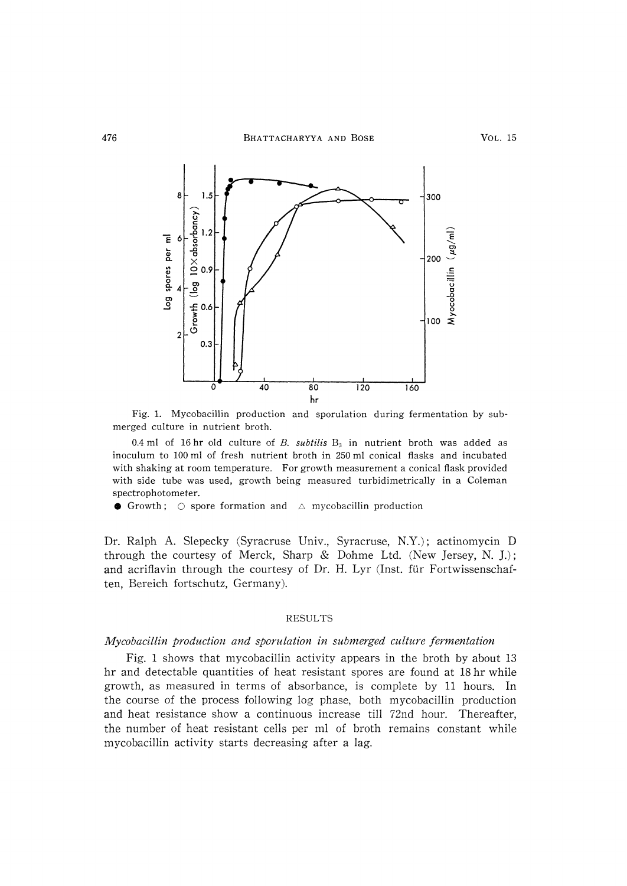Fig. 1. Mycobacillin production and sporulation during fermentation by submerged culture in nutrient broth.

0.4 ml of 16 hr old culture of *B. subtilis* $B_3$ in nutrient broth was added as inoculum to 100 ml of fresh nutrient broth in 250 ml conical flasks and incubated with shaking at room temperature. For growth measurement a conical flask provided with side tube was used, growth being measured turbidimetrically in a Coleman spectrophotometer.

● Growth; ○ spore formation and △ mycobacillin production

Dr. Ralph A. Slepecky (Syracruse Univ., Syracruse, N.Y.); actinomycin D through the courtesy of Merck, Sharp & Dohme Ltd. (New Jersey, N. J.); and acriflavin through the courtesy of Dr. H. Lyr (Inst. für Fortwissenschaften, Bereich fortschutz, Germany).

## RESULTS

### *Mycobacillin production and sporulation in submerged culture fermentation*

Fig. 1 shows that mycobacillin activity appears in the broth by about 13 hr and detectable quantities of heat resistant spores are found at 18 hr while growth, as measured in terms of absorbance, is complete by 11 hours. In the course of the process following log phase, both mycobacillin production and heat resistance show a continuous increase till 72nd hour. Thereafter, the number of heat resistant cells per ml of broth remains constant while mycobacillin activity starts decreasing after a lag.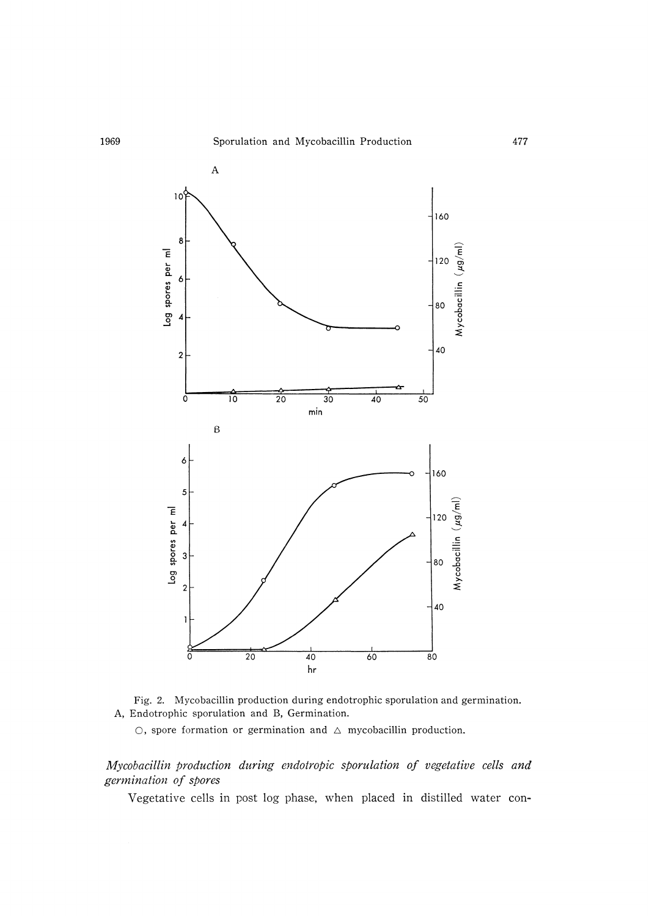Fig. 2. Mycobacillin production during endotrophic sporulation and germination. A, Endotrophic sporulation and B, Germination.

○, spore formation or germination and △ mycobacillin production.

*Mycobacillin production during endotropic sporulation of vegetative cells and germination of spores*

Vegetative cells in post log phase, when placed in distilled water con-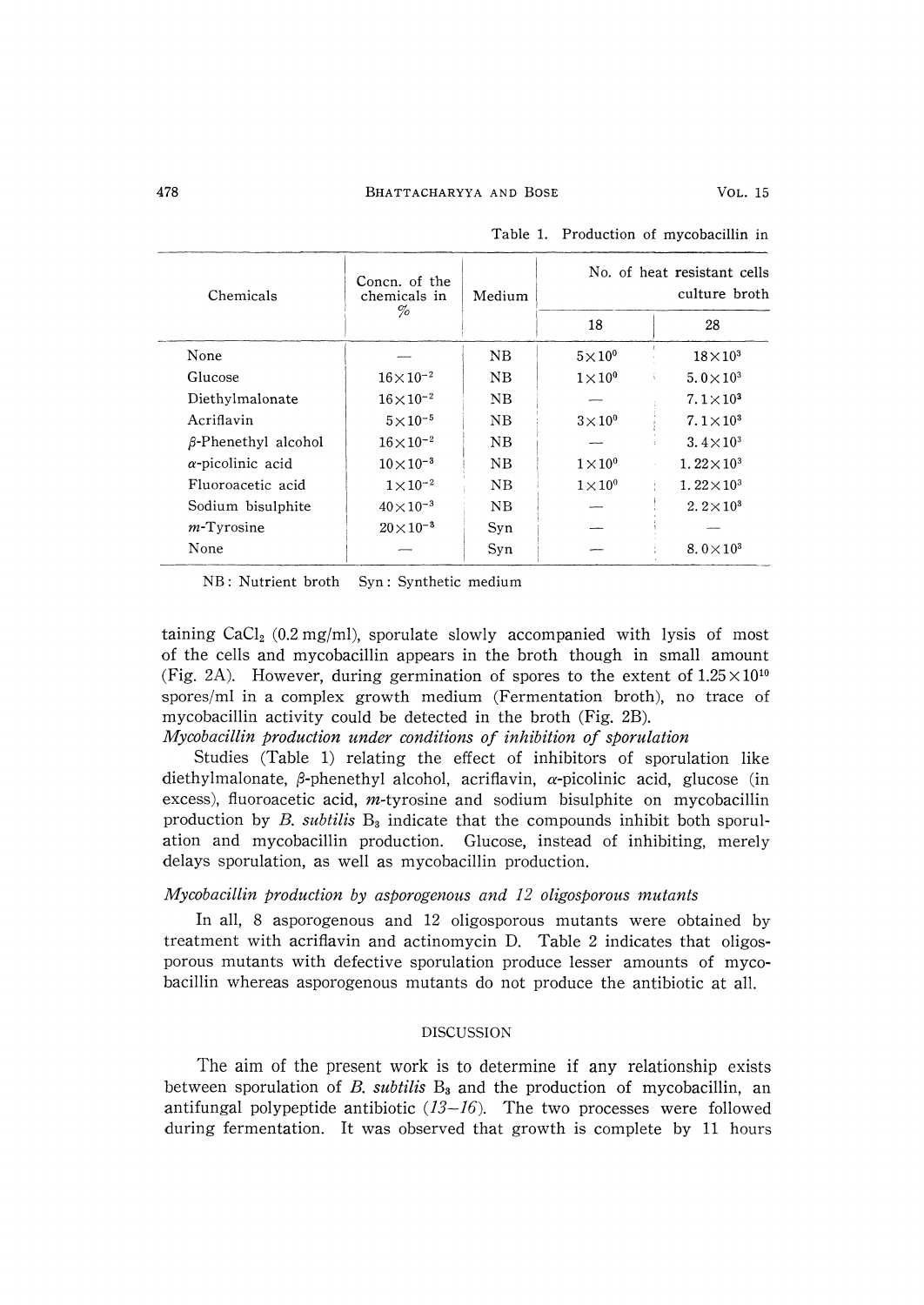Table 1. Production of mycobacillin in

| Chemicals | Concn. of the chemicals in % | Medium | No. of heat resistant cells culture broth | |
|---|---|---|---|---|
| | | | 18 | 28 |
| None | — | NB | $5\times10^{0}$ | $18\times10^{3}$ |
| Glucose | $16\times10^{-2}$ | NB | $1\times10^{0}$ | $5.0\times10^{3}$ |
| Diethylmalonate | $16\times10^{-2}$ | NB | — | $7.1\times10^{3}$ |
| Acriflavin | $5\times10^{-5}$ | NB | $3\times10^{0}$ | $7.1\times10^{3}$ |
| $\beta$-Phenethyl alcohol | $16\times10^{-2}$ | NB | — | $3.4\times10^{3}$ |
| $\alpha$-picolinic acid | $10\times10^{-3}$ | NB | $1\times10^{0}$ | $1.22\times10^{3}$ |
| Fluoroacetic acid | $1\times10^{-2}$ | NB | $1\times10^{0}$ | $1.22\times10^{3}$ |
| Sodium bisulphite | $40\times10^{-3}$ | NB | — | $2.2\times10^{3}$ |
| *m*-Tyrosine | $20\times10^{-3}$ | Syn | — | — |
| None | — | Syn | — | $8.0\times10^{3}$ |

NB: Nutrient broth Syn: Synthetic medium

taining $CaCl_2$ (0.2 mg/ml), sporulate slowly accompanied with lysis of most of the cells and mycobacillin appears in the broth though in small amount (Fig. 2A). However, during germination of spores to the extent of $1.25\times10^{10}$ spores/ml in a complex growth medium (Fermentation broth), no trace of mycobacillin activity could be detected in the broth (Fig. 2B).

*Mycobacillin production under conditions of inhibition of sporulation*

Studies (Table 1) relating the effect of inhibitors of sporulation like diethylmalonate, $\beta$-phenethyl alcohol, acriflavin, $\alpha$-picolinic acid, glucose (in excess), fluoroacetic acid, *m*-tyrosine and sodium bisulphite on mycobacillin production by *B. subtilis* $B_3$ indicate that the compounds inhibit both sporulation and mycobacillin production. Glucose, instead of inhibiting, merely delays sporulation, as well as mycobacillin production.

*Mycobacillin production by asporogenous and 12 oligosporous mutants*

In all, 8 asporogenous and 12 oligosporous mutants were obtained by treatment with acriflavin and actinomycin D. Table 2 indicates that oligosporous mutants with defective sporulation produce lesser amounts of mycobacillin whereas asporogenous mutants do not produce the antibiotic at all.

## DISCUSSION

The aim of the present work is to determine if any relationship exists between sporulation of *B. subtilis* $B_3$ and the production of mycobacillin, an antifungal polypeptide antibiotic (*13–16*). The two processes were followed during fermentation. It was observed that growth is complete by 11 hours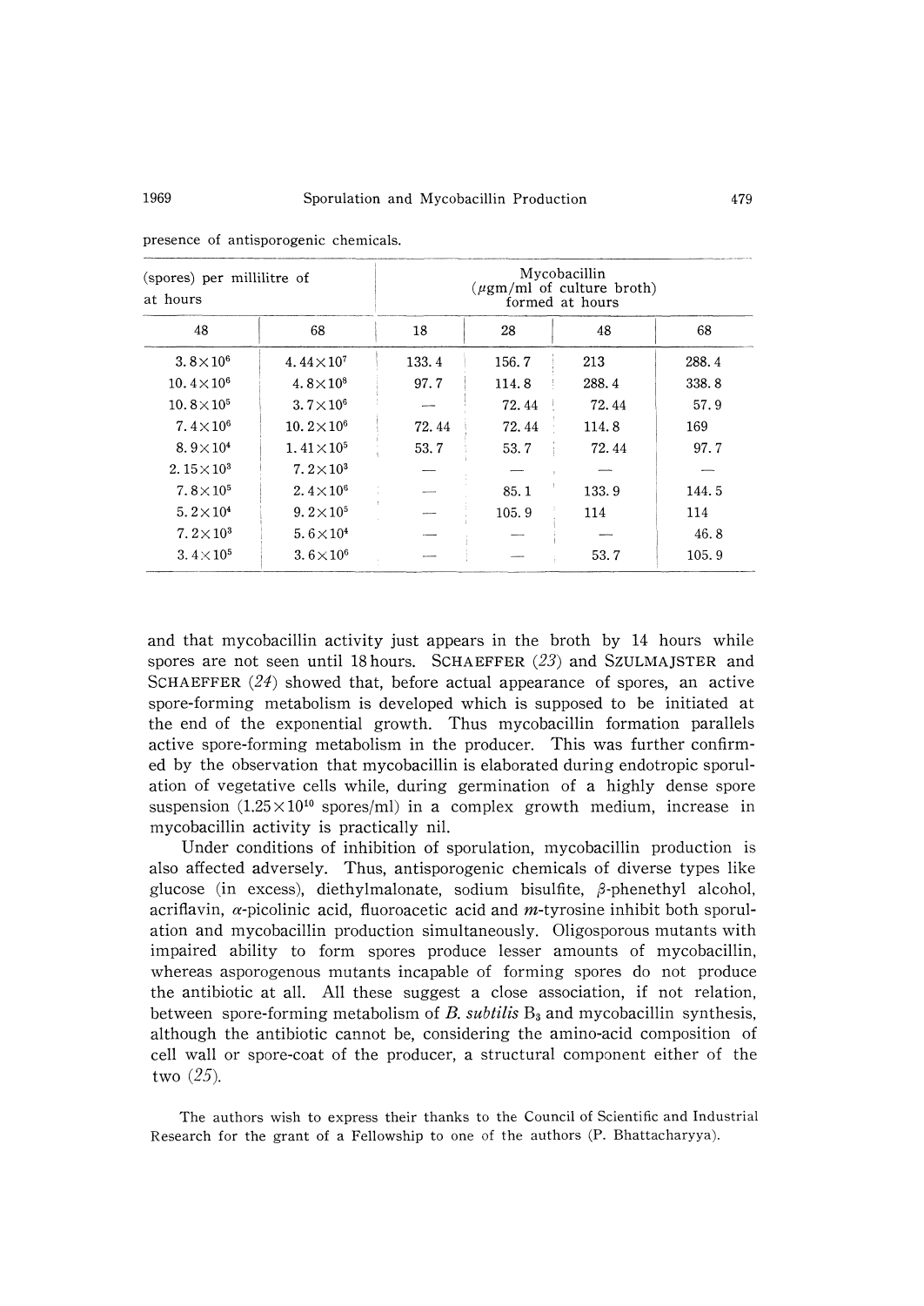presence of antisporogenic chemicals.

| (spores) per millilitre of at hours | | Mycobacillin ($\mu$gm/ml of culture broth) formed at hours | | | |
|---|---|---|---|---|---|
| 48 | 68 | 18 | 28 | 48 | 68 |
| $3.8\times10^6$ | $4.44\times10^7$ | 133.4 | 156.7 | 213 | 288.4 |
| $10.4\times10^6$ | $4.8\times10^8$ | 97.7 | 114.8 | 288.4 | 338.8 |
| $10.8\times10^5$ | $3.7\times10^6$ | — | 72.44 | 72.44 | 57.9 |
| $7.4\times10^6$ | $10.2\times10^6$ | 72.44 | 72.44 | 114.8 | 169 |
| $8.9\times10^4$ | $1.41\times10^5$ | 53.7 | 53.7 | 72.44 | 97.7 |
| $2.15\times10^3$ | $7.2\times10^3$ | — | — | — | — |
| $7.8\times10^5$ | $2.4\times10^6$ | — | 85.1 | 133.9 | 144.5 |
| $5.2\times10^4$ | $9.2\times10^5$ | — | 105.9 | 114 | 114 |
| $7.2\times10^3$ | $5.6\times10^4$ | — | — | — | 46.8 |
| $3.4\times10^5$ | $3.6\times10^6$ | — | — | 53.7 | 105.9 |

and that mycobacillin activity just appears in the broth by 14 hours while spores are not seen until 18 hours. SCHAEFFER (*23*) and SZULMAJSTER and SCHAEFFER (*24*) showed that, before actual appearance of spores, an active spore-forming metabolism is developed which is supposed to be initiated at the end of the exponential growth. Thus mycobacillin formation parallels active spore-forming metabolism in the producer. This was further confirmed by the observation that mycobacillin is elaborated during endotropic sporulation of vegetative cells while, during germination of a highly dense spore suspension ($1.25\times10^{10}$ spores/ml) in a complex growth medium, increase in mycobacillin activity is practically nil.

Under conditions of inhibition of sporulation, mycobacillin production is also affected adversely. Thus, antisporogenic chemicals of diverse types like glucose (in excess), diethylmalonate, sodium bisulfite, $\beta$-phenethyl alcohol, acriflavin, $\alpha$-picolinic acid, fluoroacetic acid and *m*-tyrosine inhibit both sporulation and mycobacillin production simultaneously. Oligosporous mutants with impaired ability to form spores produce lesser amounts of mycobacillin, whereas asporogenous mutants incapable of forming spores do not produce the antibiotic at all. All these suggest a close association, if not relation, between spore-forming metabolism of *B. subtilis* $B_3$ and mycobacillin synthesis, although the antibiotic cannot be, considering the amino-acid composition of cell wall or spore-coat of the producer, a structural component either of the two (*25*).

The authors wish to express their thanks to the Council of Scientific and Industrial Research for the grant of a Fellowship to one of the authors (P. Bhattacharyya).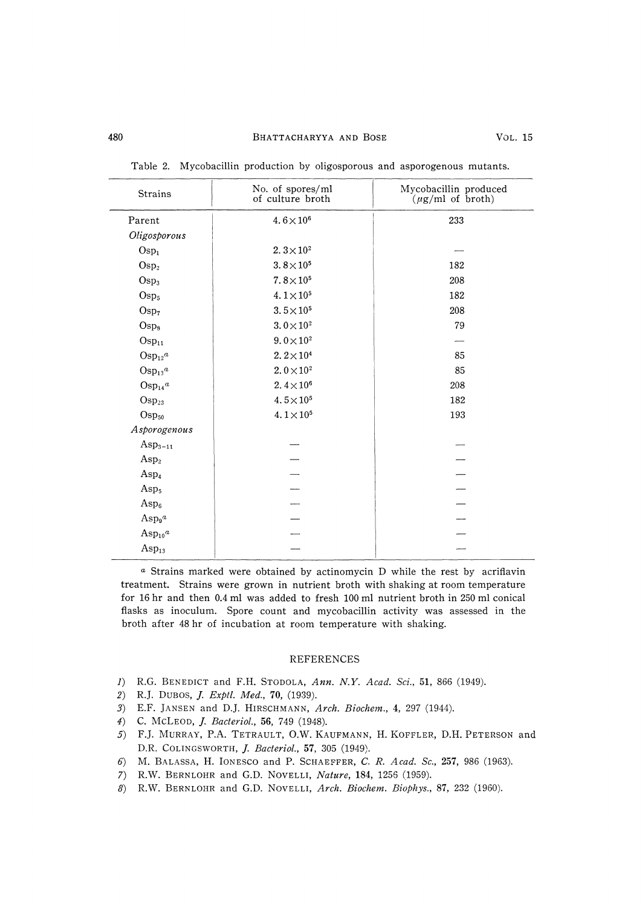Table 2. Mycobacillin production by oligosporous and asporogenous mutants.

| Strains | No. of spores/ml of culture broth | Mycobacillin produced ($\mu$g/ml of broth) |
|---|---|---|
| Parent | $4.6\times10^6$ | 233 |
| *Oligosporous* | | |
| $Osp_1$ | $2.3\times10^2$ | — |
| $Osp_2$ | $3.8\times10^5$ | 182 |
| $Osp_3$ | $7.8\times10^5$ | 208 |
| $Osp_5$ | $4.1\times10^5$ | 182 |
| $Osp_7$ | $3.5\times10^5$ | 208 |
| $Osp_8$ | $3.0\times10^2$ | 79 |
| $Osp_{11}$ | $9.0\times10^2$ | — |
| $Osp_{12}$[a] | $2.2\times10^4$ | 85 |
| $Osp_{13}$[a] | $2.0\times10^2$ | 85 |
| $Osp_{14}$[a] | $2.4\times10^6$ | 208 |
| $Osp_{23}$ | $4.5\times10^5$ | 182 |
| $Osp_{50}$ | $4.1\times10^5$ | 193 |
| *Asporogenous* | | |
| $Asp_{3-11}$ | — | — |
| $Asp_2$ | — | — |
| $Asp_4$ | — | — |
| $Asp_5$ | — | — |
| $Asp_6$ | — | — |
| $Asp_9$[a] | — | — |
| $Asp_{10}$[a] | — | — |
| $Asp_{13}$ | — | — |

[a] Strains marked were obtained by actinomycin D while the rest by acriflavin treatment. Strains were grown in nutrient broth with shaking at room temperature for 16 hr and then 0.4 ml was added to fresh 100 ml nutrient broth in 250 ml conical flasks as inoculum. Spore count and mycobacillin activity was assessed in the broth after 48 hr of incubation at room temperature with shaking.

## REFERENCES

1) R.G. Benedict and F.H. Stodola, *Ann. N.Y. Acad. Sci.*, **51**, 866 (1949).
2) R.J. Dubos, *J. Exptl. Med.*, **70**, (1939).
3) E.F. Jansen and D.J. Hirschmann, *Arch. Biochem.*, **4**, 297 (1944).
4) C. McLeod, *J. Bacteriol.*, **56**, 749 (1948).
5) F.J. Murray, P.A. Tetrault, O.W. Kaufmann, H. Koffler, D.H. Peterson and D.R. Colingsworth, *J. Bacteriol.*, **57**, 305 (1949).
6) M. Balassa, H. Ionesco and P. Schaeffer, *C. R. Acad. Sc.*, **257**, 986 (1963).
7) R.W. Bernlohr and G.D. Novelli, *Nature*, **184**, 1256 (1959).
8) R.W. Bernlohr and G.D. Novelli, *Arch. Biochem. Biophys.*, **87**, 232 (1960).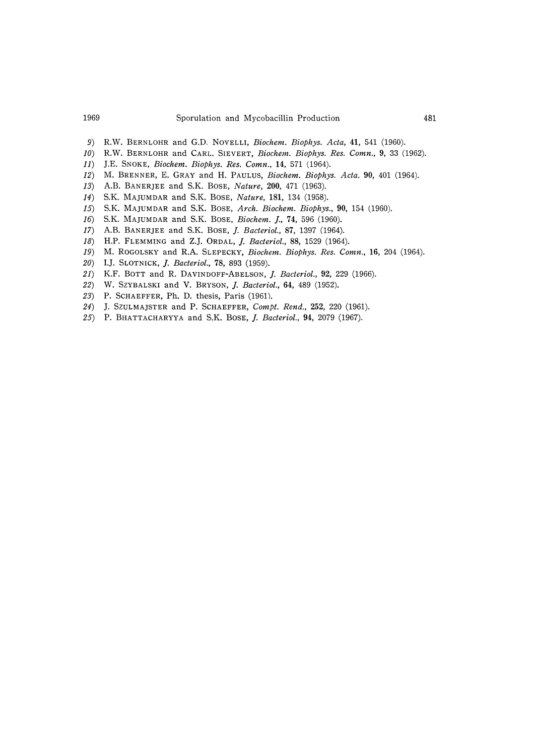9) R.W. BERNLOHR and G.D. NOVELLI, *Biochem. Biophys. Acta*, **41**, 541 (1960).
10) R.W. BERNLOHR and CARL. SIEVERT, *Biochem. Biophys. Res. Comn.*, **9**, 33 (1962).
11) J.E. SNOKE, *Biochem. Biophys. Res. Comn.*, **14**, 571 (1964).
12) M. BRENNER, E. GRAY and H. PAULUS, *Biochem. Biophys. Acta*. **90**, 401 (1964).
13) A.B. BANERJEE and S.K. BOSE, *Nature*, **200**, 471 (1963).
14) S.K. MAJUMDAR and S.K. BOSE, *Nature*, **181**, 134 (1958).
15) S.K. MAJUMDAR and S.K. BOSE, *Arch. Biochem. Biophys.*, **90**, 154 (1960).
16) S.K. MAJUMDAR and S.K. BOSE, *Biochem. J.*, **74**, 596 (1960).
17) A.B. BANERJEE and S.K. BOSE, *J. Bacteriol.*, **87**, 1397 (1964).
18) H.P. FLEMMING and Z.J. ORDAL, *J. Bacteriol.*, **88**, 1529 (1964).
19) M. ROGOLSKY and R.A. SLEPECKY, *Biochem. Biophys. Res. Comn.*, **16**, 204 (1964).
20) I.J. SLOTNICK, *J. Bacteriol.*, **78**, 893 (1959).
21) K.F. BOTT and R. DAVINDOFF-ABELSON, *J. Bacteriol.*, **92**, 229 (1966).
22) W. SZYBALSKI and V. BRYSON, *J. Bacteriol.*, **64**, 489 (1952).
23) P. SCHAEFFER, Ph. D. thesis, Paris (1961).
24) J. SZULMAJSTER and P. SCHAEFFER, *Compt. Rend.*, **252**, 220 (1961).
25) P. BHATTACHARYYA and S.K. BOSE, *J. Bacteriol.*, **94**, 2079 (1967).